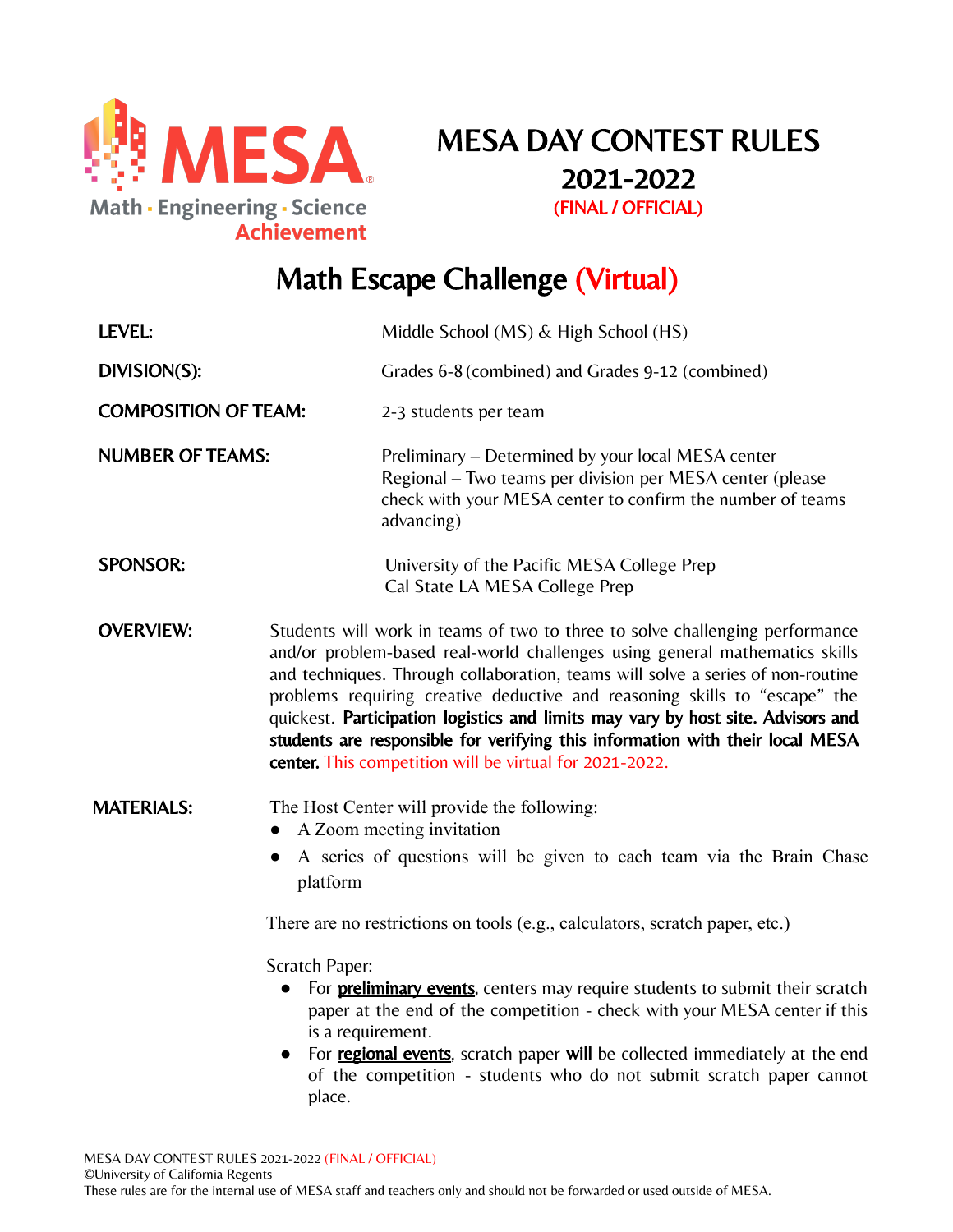# MESA DAY CONTEST RULES 2021-2022

**(FINAL / OFFICIAL)**

## Math Escape Challenge (Virtual)

**LEVEL:** Middle School (MS) & High School (HS)

**DIVISION(S):** Grades 6-8 (combined) and Grades 9-12 (combined)

**COMPOSITION OF TEAM:** 2-3 students per team

**NUMBER OF TEAMS:** Preliminary – Determined by your local MESA center
Regional – Two teams per division per MESA center (please check with your MESA center to confirm the number of teams advancing)

**SPONSOR:** University of the Pacific MESA College Prep
Cal State LA MESA College Prep

**OVERVIEW:** Students will work in teams of two to three to solve challenging performance and/or problem-based real-world challenges using general mathematics skills and techniques. Through collaboration, teams will solve a series of non-routine problems requiring creative deductive and reasoning skills to "escape" the quickest. **Participation logistics and limits may vary by host site. Advisors and students are responsible for verifying this information with their local MESA center.** This competition will be virtual for 2021-2022.

**MATERIALS:** The Host Center will provide the following:

- A Zoom meeting invitation
- A series of questions will be given to each team via the Brain Chase platform

There are no restrictions on tools (e.g., calculators, scratch paper, etc.)

Scratch Paper:

- For **preliminary events**, centers may require students to submit their scratch paper at the end of the competition - check with your MESA center if this is a requirement.
- For **regional events**, scratch paper **will** be collected immediately at the end of the competition - students who do not submit scratch paper cannot place.

MESA DAY CONTEST RULES 2021-2022 (FINAL / OFFICIAL)
©University of California Regents
These rules are for the internal use of MESA staff and teachers only and should not be forwarded or used outside of MESA.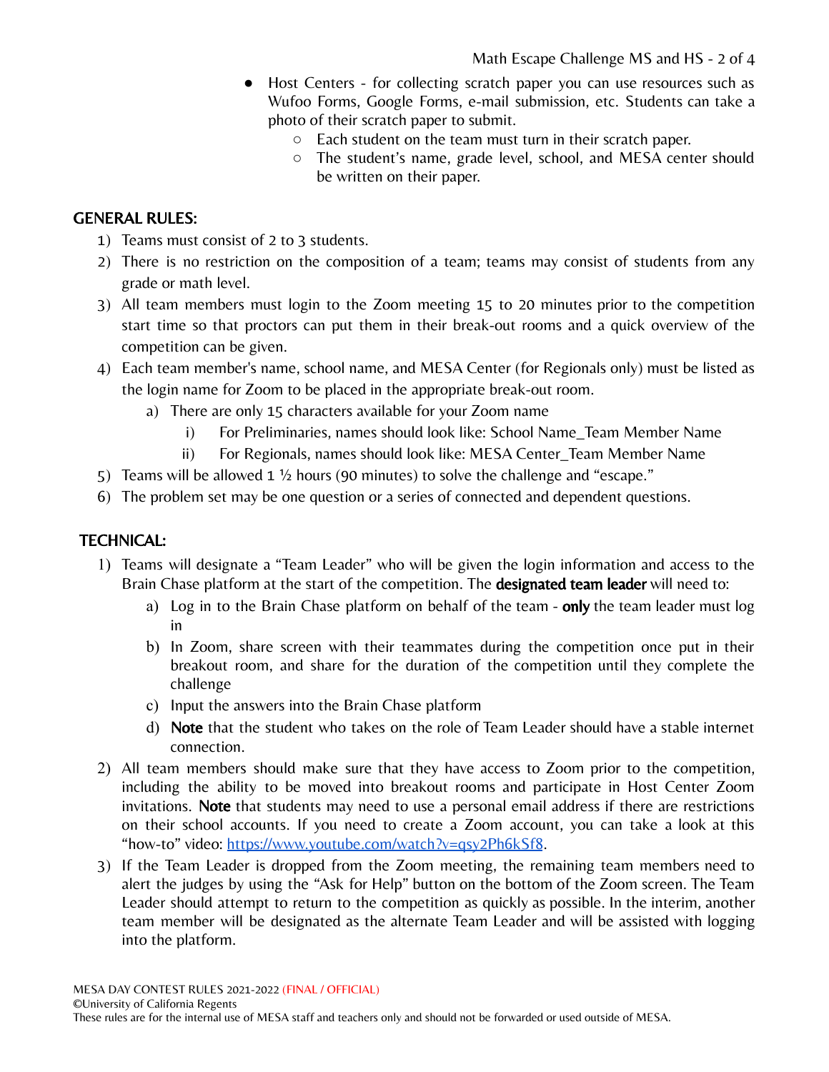- Host Centers - for collecting scratch paper you can use resources such as Wufoo Forms, Google Forms, e-mail submission, etc. Students can take a photo of their scratch paper to submit.
  - Each student on the team must turn in their scratch paper.
  - The student's name, grade level, school, and MESA center should be written on their paper.

## GENERAL RULES:

1) Teams must consist of 2 to 3 students.
2) There is no restriction on the composition of a team; teams may consist of students from any grade or math level.
3) All team members must login to the Zoom meeting 15 to 20 minutes prior to the competition start time so that proctors can put them in their break-out rooms and a quick overview of the competition can be given.
4) Each team member's name, school name, and MESA Center (for Regionals only) must be listed as the login name for Zoom to be placed in the appropriate break-out room.
   a) There are only 15 characters available for your Zoom name
      i) For Preliminaries, names should look like: School Name_Team Member Name
      ii) For Regionals, names should look like: MESA Center_Team Member Name
5) Teams will be allowed 1 ½ hours (90 minutes) to solve the challenge and "escape."
6) The problem set may be one question or a series of connected and dependent questions.

## TECHNICAL:

1) Teams will designate a "Team Leader" who will be given the login information and access to the Brain Chase platform at the start of the competition. The **designated team leader** will need to:
   a) Log in to the Brain Chase platform on behalf of the team - **only** the team leader must log in
   b) In Zoom, share screen with their teammates during the competition once put in their breakout room, and share for the duration of the competition until they complete the challenge
   c) Input the answers into the Brain Chase platform
   d) **Note** that the student who takes on the role of Team Leader should have a stable internet connection.
2) All team members should make sure that they have access to Zoom prior to the competition, including the ability to be moved into breakout rooms and participate in Host Center Zoom invitations. **Note** that students may need to use a personal email address if there are restrictions on their school accounts. If you need to create a Zoom account, you can take a look at this "how-to" video: [https://www.youtube.com/watch?v=qsy2Ph6kSf8](https://www.youtube.com/watch?v=qsy2Ph6kSf8).
3) If the Team Leader is dropped from the Zoom meeting, the remaining team members need to alert the judges by using the "Ask for Help" button on the bottom of the Zoom screen. The Team Leader should attempt to return to the competition as quickly as possible. In the interim, another team member will be designated as the alternate Team Leader and will be assisted with logging into the platform.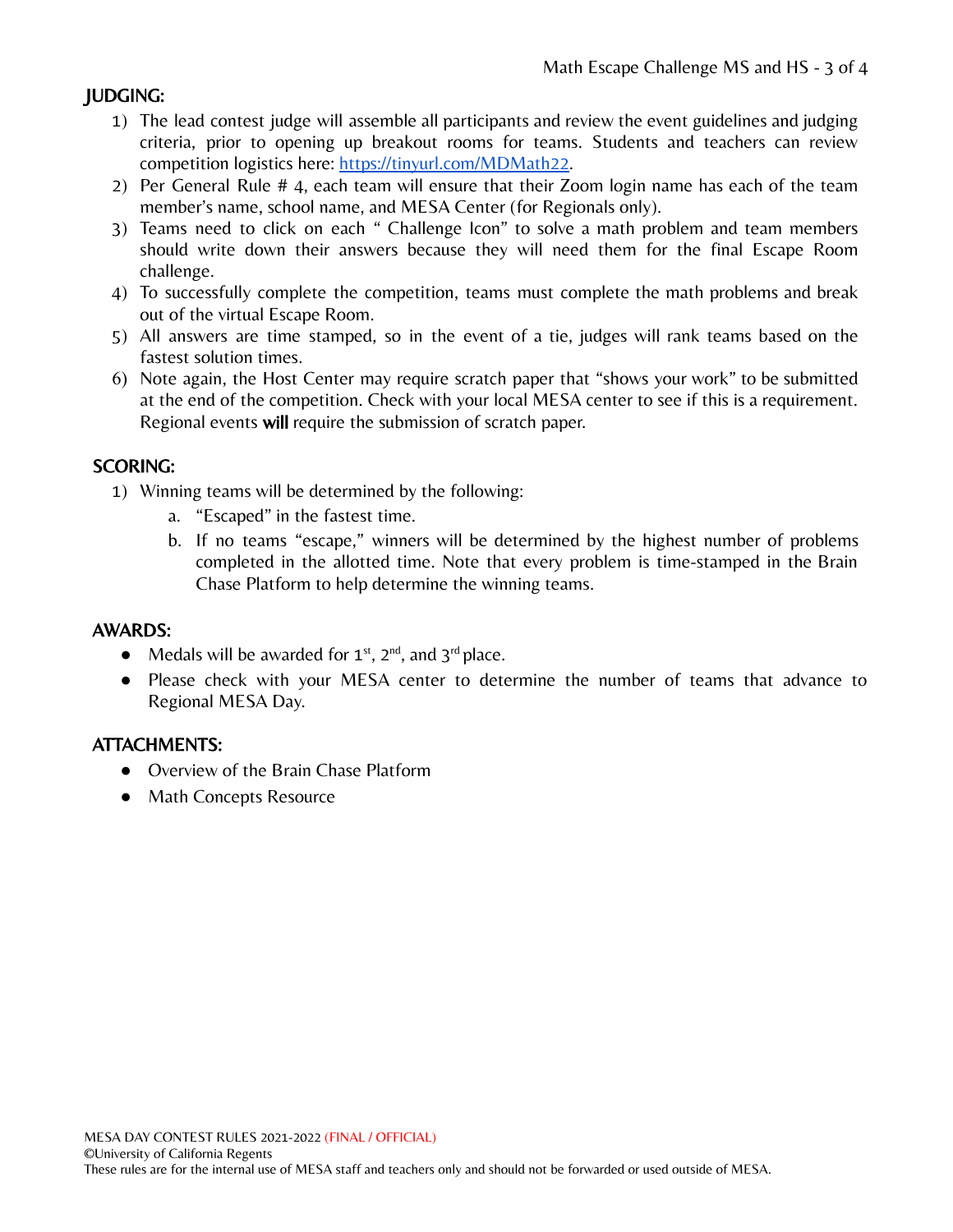## JUDGING:

1) The lead contest judge will assemble all participants and review the event guidelines and judging criteria, prior to opening up breakout rooms for teams. Students and teachers can review competition logistics here: https://tinyurl.com/MDMath22.
2) Per General Rule # 4, each team will ensure that their Zoom login name has each of the team member's name, school name, and MESA Center (for Regionals only).
3) Teams need to click on each " Challenge Icon" to solve a math problem and team members should write down their answers because they will need them for the final Escape Room challenge.
4) To successfully complete the competition, teams must complete the math problems and break out of the virtual Escape Room.
5) All answers are time stamped, so in the event of a tie, judges will rank teams based on the fastest solution times.
6) Note again, the Host Center may require scratch paper that "shows your work" to be submitted at the end of the competition. Check with your local MESA center to see if this is a requirement. Regional events **will** require the submission of scratch paper.

## SCORING:

1) Winning teams will be determined by the following:
   a. "Escaped" in the fastest time.
   b. If no teams "escape," winners will be determined by the highest number of problems completed in the allotted time. Note that every problem is time-stamped in the Brain Chase Platform to help determine the winning teams.

## AWARDS:

- Medals will be awarded for 1st, 2nd, and 3rd place.
- Please check with your MESA center to determine the number of teams that advance to Regional MESA Day.

## ATTACHMENTS:

- Overview of the Brain Chase Platform
- Math Concepts Resource

MESA DAY CONTEST RULES 2021-2022 (FINAL / OFFICIAL)
©University of California Regents
These rules are for the internal use of MESA staff and teachers only and should not be forwarded or used outside of MESA.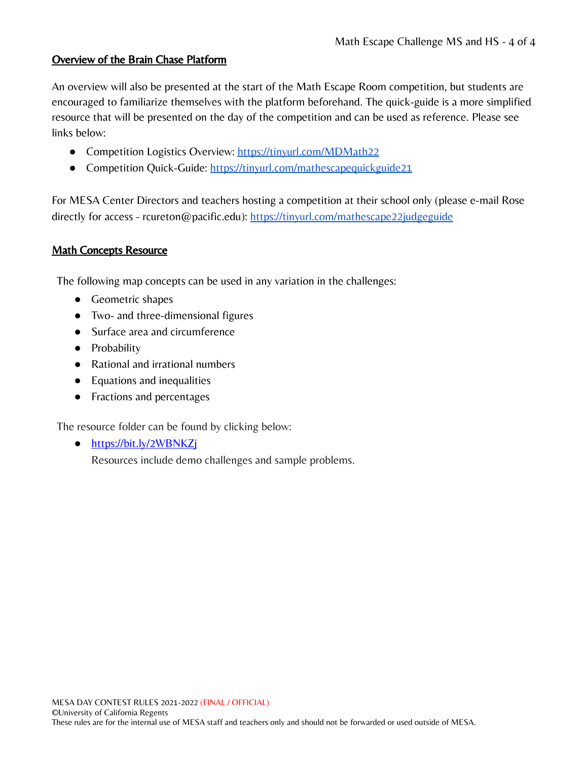## Overview of the Brain Chase Platform

An overview will also be presented at the start of the Math Escape Room competition, but students are encouraged to familiarize themselves with the platform beforehand. The quick-guide is a more simplified resource that will be presented on the day of the competition and can be used as reference. Please see links below:

- Competition Logistics Overview: https://tinyurl.com/MDMath22
- Competition Quick-Guide: https://tinyurl.com/mathescapequickguide21

For MESA Center Directors and teachers hosting a competition at their school only (please e-mail Rose directly for access - rcureton@pacific.edu): https://tinyurl.com/mathescape22judgeguide

## Math Concepts Resource

The following map concepts can be used in any variation in the challenges:

- Geometric shapes
- Two- and three-dimensional figures
- Surface area and circumference
- Probability
- Rational and irrational numbers
- Equations and inequalities
- Fractions and percentages

The resource folder can be found by clicking below:

- https://bit.ly/2WBNKZj
  Resources include demo challenges and sample problems.

MESA DAY CONTEST RULES 2021-2022 (FINAL / OFFICIAL)
©University of California Regents
These rules are for the internal use of MESA staff and teachers only and should not be forwarded or used outside of MESA.